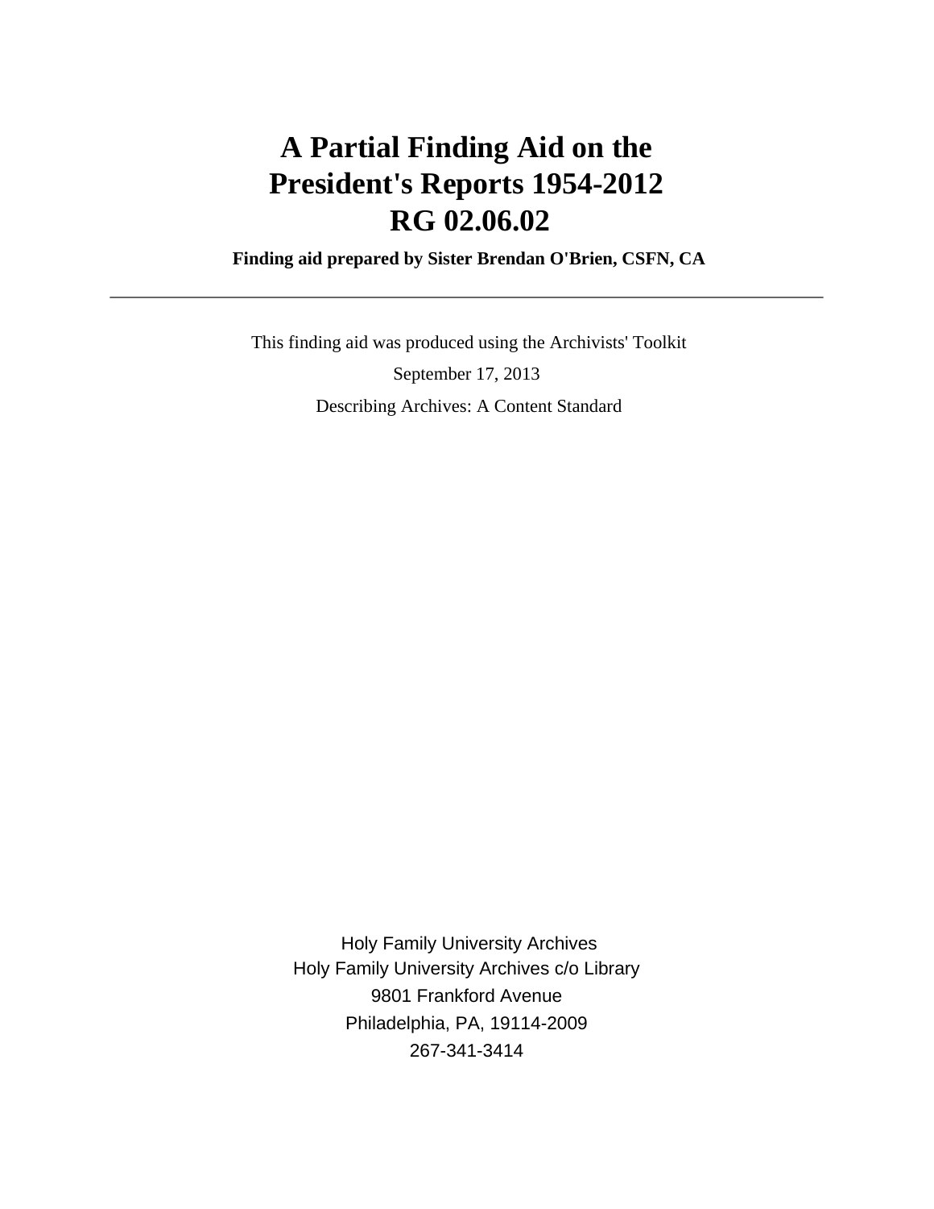# A Partial Finding Aid on the President's Reports 1954-2012 RG 02.06.02

**Finding aid prepared by Sister Brendan O'Brien, CSFN, CA**

---

This finding aid was produced using the Archivists' Toolkit

September 17, 2013

Describing Archives: A Content Standard

Holy Family University Archives
Holy Family University Archives c/o Library
9801 Frankford Avenue
Philadelphia, PA, 19114-2009
267-341-3414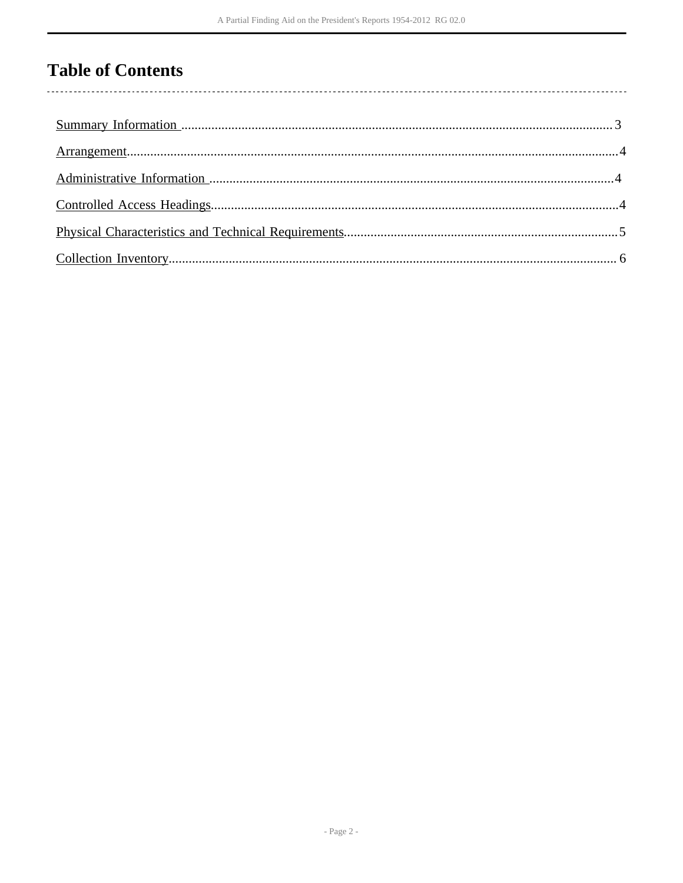# Table of Contents

Summary Information .................................................................................................................................3

Arrangement..................................................................................................................................................4

Administrative Information .........................................................................................................................4

Controlled Access Headings........................................................................................................................4

Physical Characteristics and Technical Requirements.................................................................................5

Collection Inventory..................................................................................................................................... 6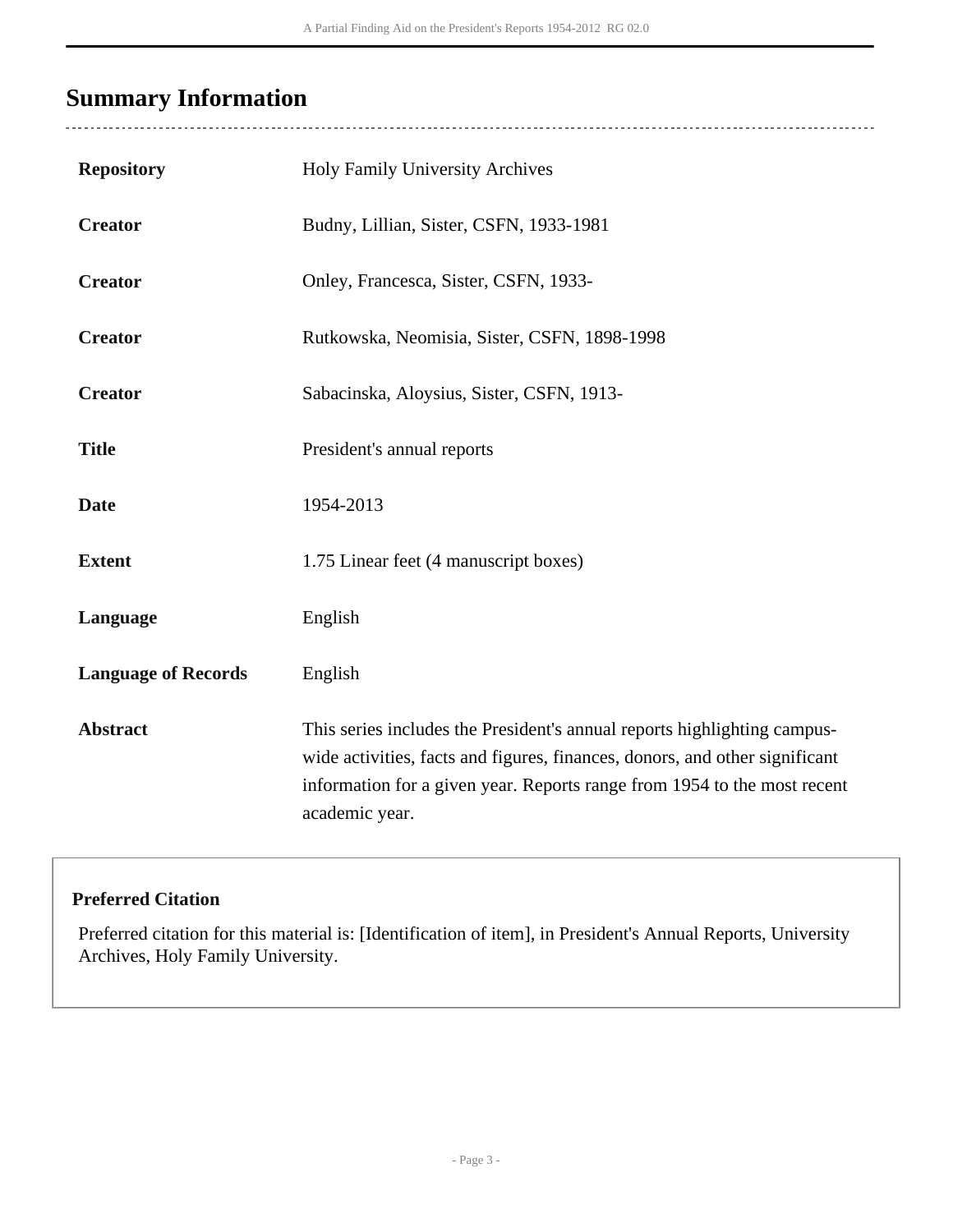## Summary Information

| | |
|---|---|
| **Repository** | Holy Family University Archives |
| **Creator** | Budny, Lillian, Sister, CSFN, 1933-1981 |
| **Creator** | Onley, Francesca, Sister, CSFN, 1933- |
| **Creator** | Rutkowska, Neomisia, Sister, CSFN, 1898-1998 |
| **Creator** | Sabacinska, Aloysius, Sister, CSFN, 1913- |
| **Title** | President's annual reports |
| **Date** | 1954-2013 |
| **Extent** | 1.75 Linear feet (4 manuscript boxes) |
| **Language** | English |
| **Language of Records** | English |
| **Abstract** | This series includes the President's annual reports highlighting campus-wide activities, facts and figures, finances, donors, and other significant information for a given year. Reports range from 1954 to the most recent academic year. |

**Preferred Citation**

Preferred citation for this material is: [Identification of item], in President's Annual Reports, University Archives, Holy Family University.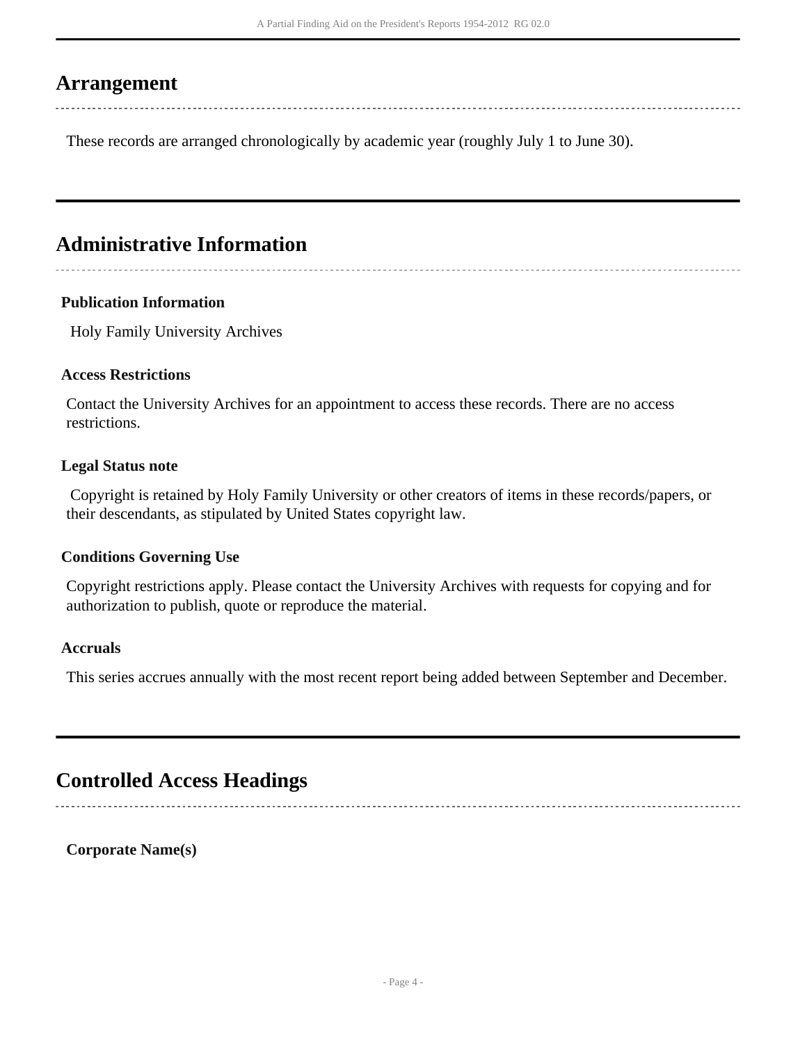## Arrangement

These records are arranged chronologically by academic year (roughly July 1 to June 30).

## Administrative Information

### Publication Information

Holy Family University Archives

### Access Restrictions

Contact the University Archives for an appointment to access these records. There are no access restrictions.

### Legal Status note

Copyright is retained by Holy Family University or other creators of items in these records/papers, or their descendants, as stipulated by United States copyright law.

### Conditions Governing Use

Copyright restrictions apply. Please contact the University Archives with requests for copying and for authorization to publish, quote or reproduce the material.

### Accruals

This series accrues annually with the most recent report being added between September and December.

## Controlled Access Headings

**Corporate Name(s)**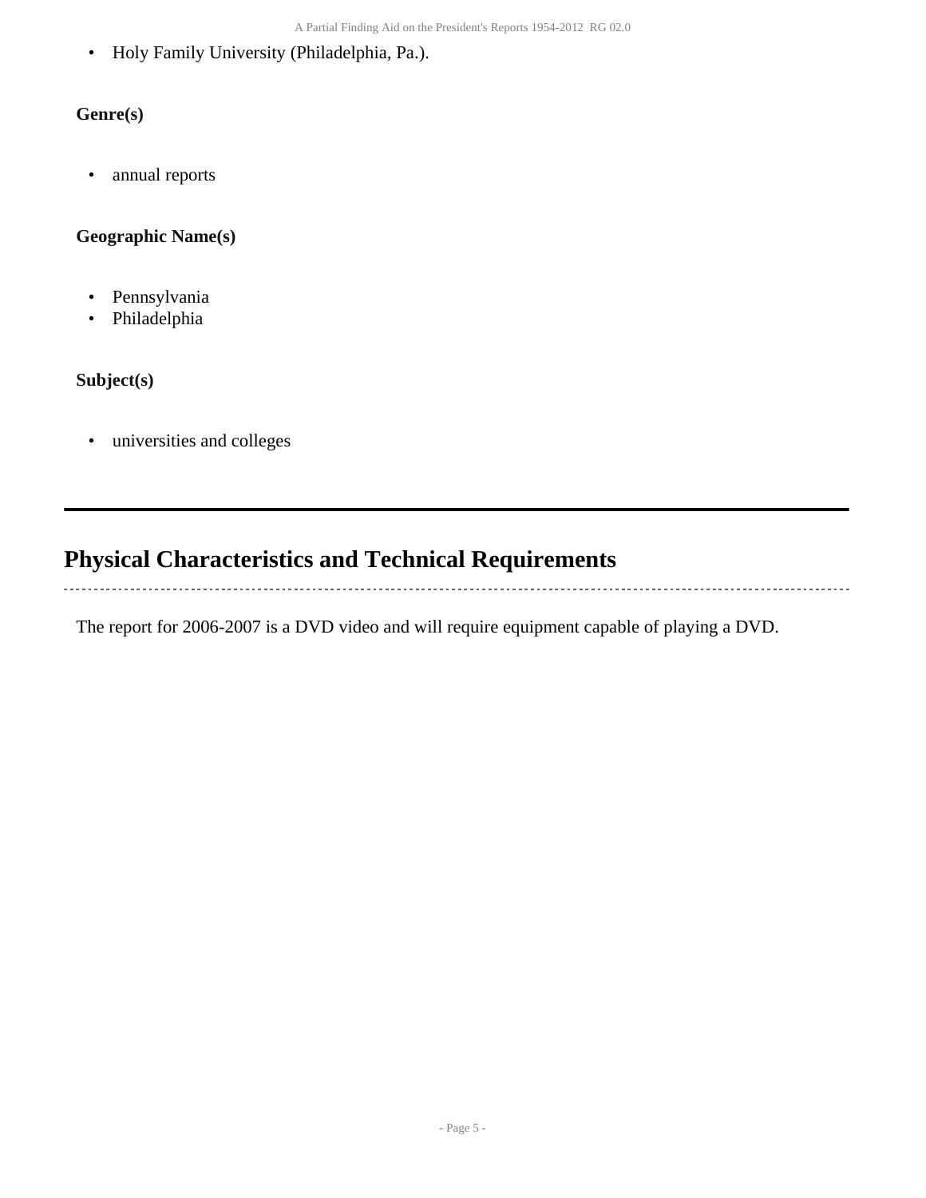- Holy Family University (Philadelphia, Pa.).

**Genre(s)**

- annual reports

**Geographic Name(s)**

- Pennsylvania
- Philadelphia

**Subject(s)**

- universities and colleges

## Physical Characteristics and Technical Requirements

The report for 2006-2007 is a DVD video and will require equipment capable of playing a DVD.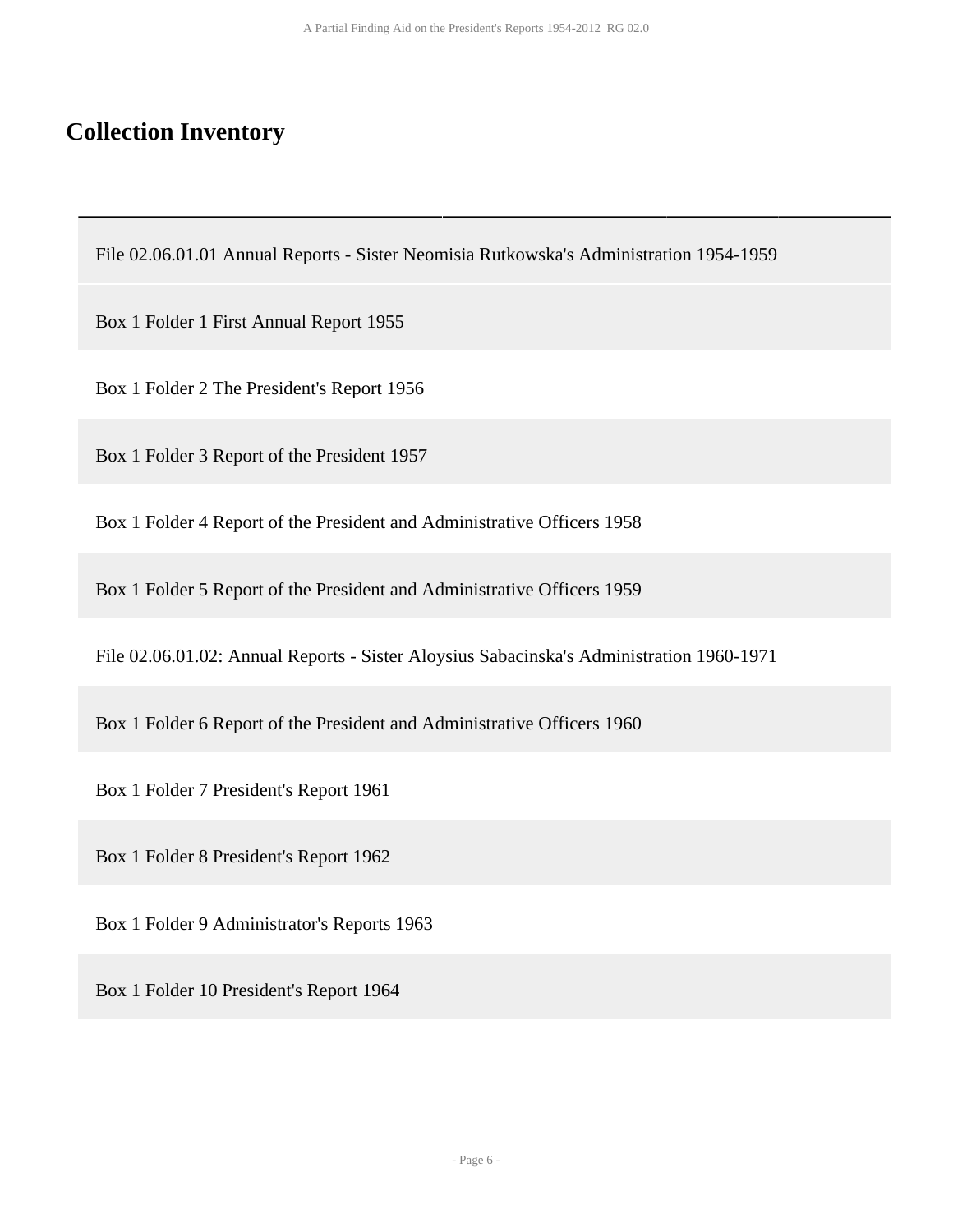## Collection Inventory

File 02.06.01.01 Annual Reports - Sister Neomisia Rutkowska's Administration 1954-1959

Box 1 Folder 1 First Annual Report 1955

Box 1 Folder 2 The President's Report 1956

Box 1 Folder 3 Report of the President 1957

Box 1 Folder 4 Report of the President and Administrative Officers 1958

Box 1 Folder 5 Report of the President and Administrative Officers 1959

File 02.06.01.02: Annual Reports - Sister Aloysius Sabacinska's Administration 1960-1971

Box 1 Folder 6 Report of the President and Administrative Officers 1960

Box 1 Folder 7 President's Report 1961

Box 1 Folder 8 President's Report 1962

Box 1 Folder 9 Administrator's Reports 1963

Box 1 Folder 10 President's Report 1964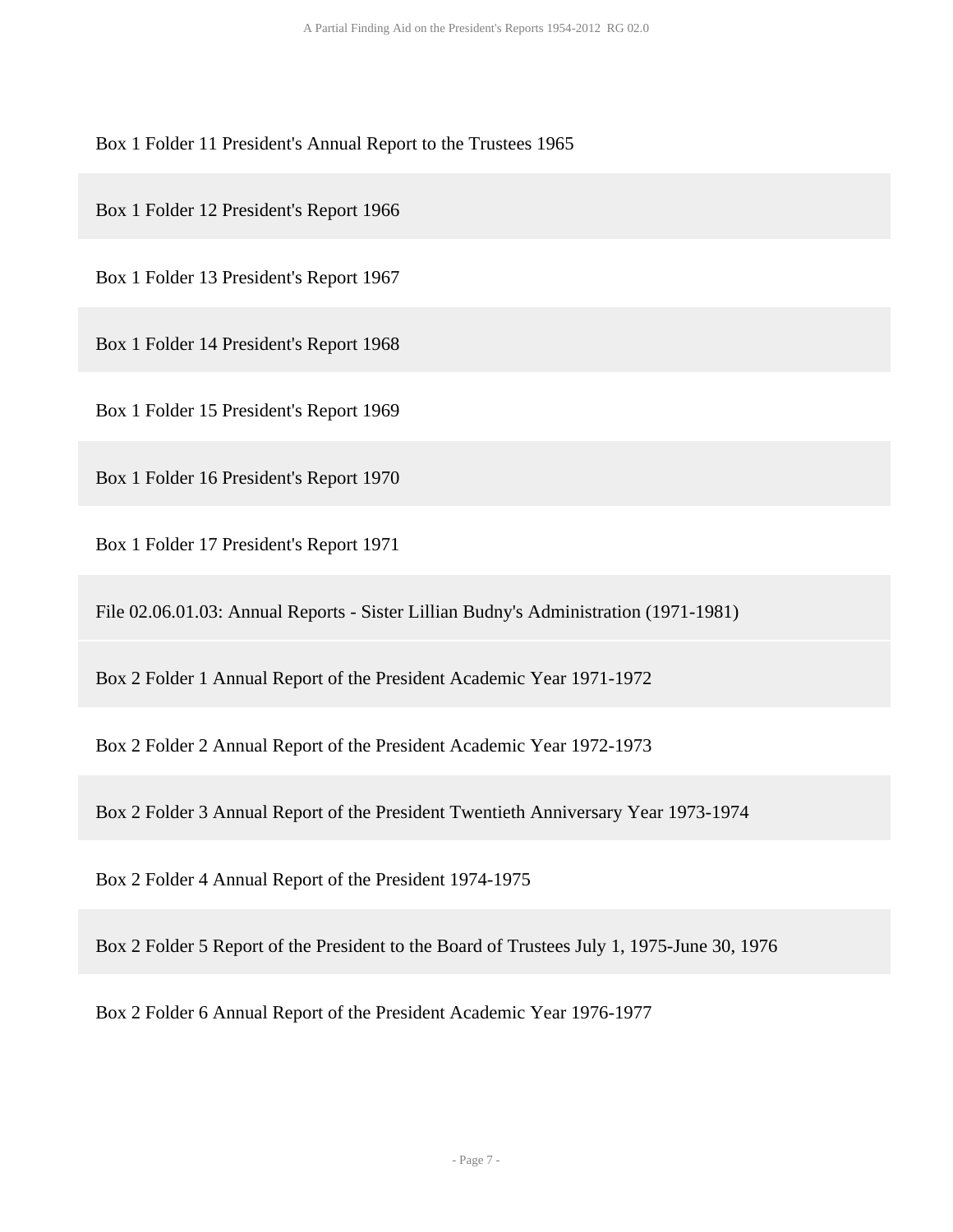Box 1 Folder 11 President's Annual Report to the Trustees 1965

Box 1 Folder 12 President's Report 1966

Box 1 Folder 13 President's Report 1967

Box 1 Folder 14 President's Report 1968

Box 1 Folder 15 President's Report 1969

Box 1 Folder 16 President's Report 1970

Box 1 Folder 17 President's Report 1971

File 02.06.01.03: Annual Reports - Sister Lillian Budny's Administration (1971-1981)

Box 2 Folder 1 Annual Report of the President Academic Year 1971-1972

Box 2 Folder 2 Annual Report of the President Academic Year 1972-1973

Box 2 Folder 3 Annual Report of the President Twentieth Anniversary Year 1973-1974

Box 2 Folder 4 Annual Report of the President 1974-1975

Box 2 Folder 5 Report of the President to the Board of Trustees July 1, 1975-June 30, 1976

Box 2 Folder 6 Annual Report of the President Academic Year 1976-1977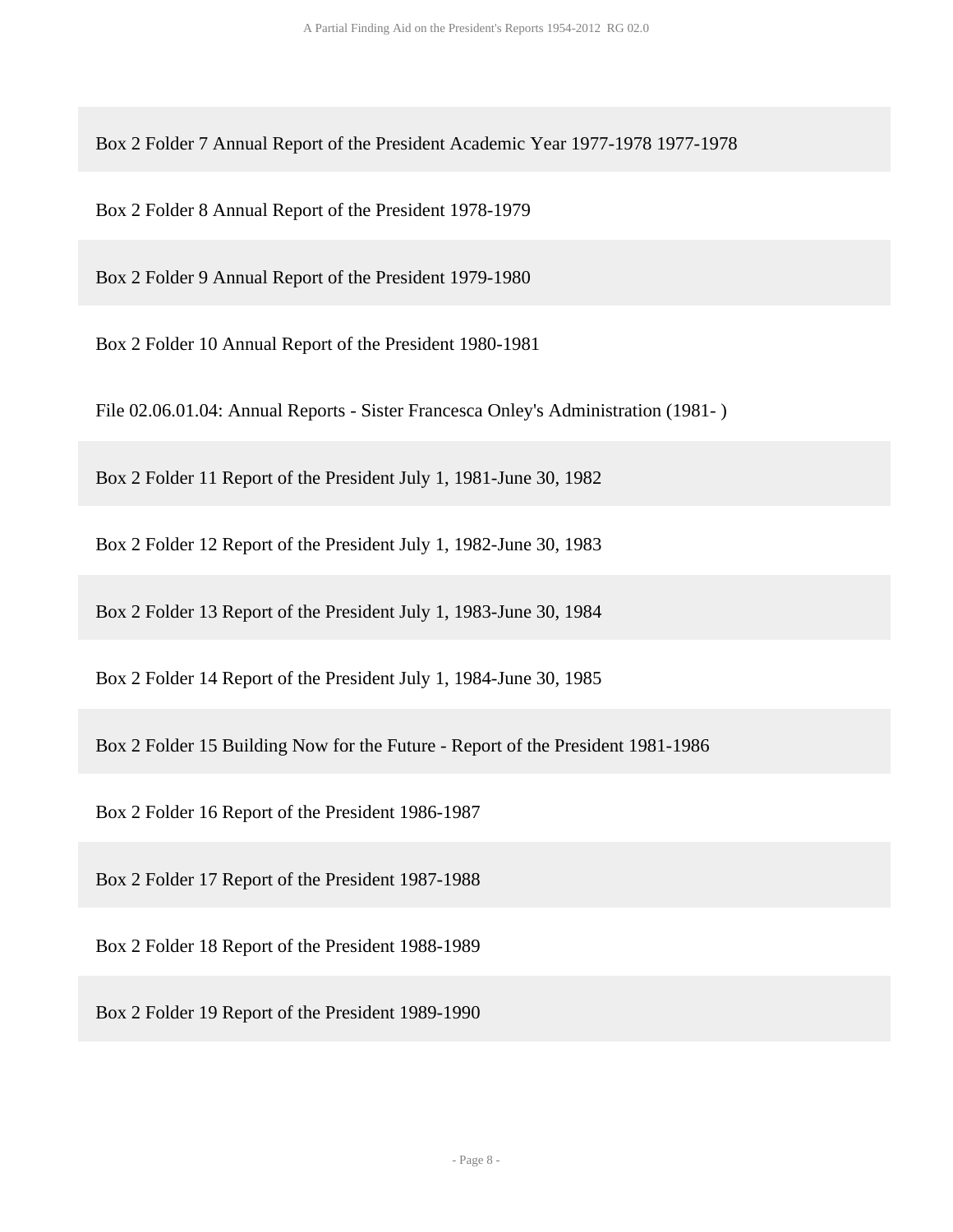Box 2 Folder 7 Annual Report of the President Academic Year 1977-1978 1977-1978

Box 2 Folder 8 Annual Report of the President 1978-1979

Box 2 Folder 9 Annual Report of the President 1979-1980

Box 2 Folder 10 Annual Report of the President 1980-1981

File 02.06.01.04: Annual Reports - Sister Francesca Onley's Administration (1981- )

Box 2 Folder 11 Report of the President July 1, 1981-June 30, 1982

Box 2 Folder 12 Report of the President July 1, 1982-June 30, 1983

Box 2 Folder 13 Report of the President July 1, 1983-June 30, 1984

Box 2 Folder 14 Report of the President July 1, 1984-June 30, 1985

Box 2 Folder 15 Building Now for the Future - Report of the President 1981-1986

Box 2 Folder 16 Report of the President 1986-1987

Box 2 Folder 17 Report of the President 1987-1988

Box 2 Folder 18 Report of the President 1988-1989

Box 2 Folder 19 Report of the President 1989-1990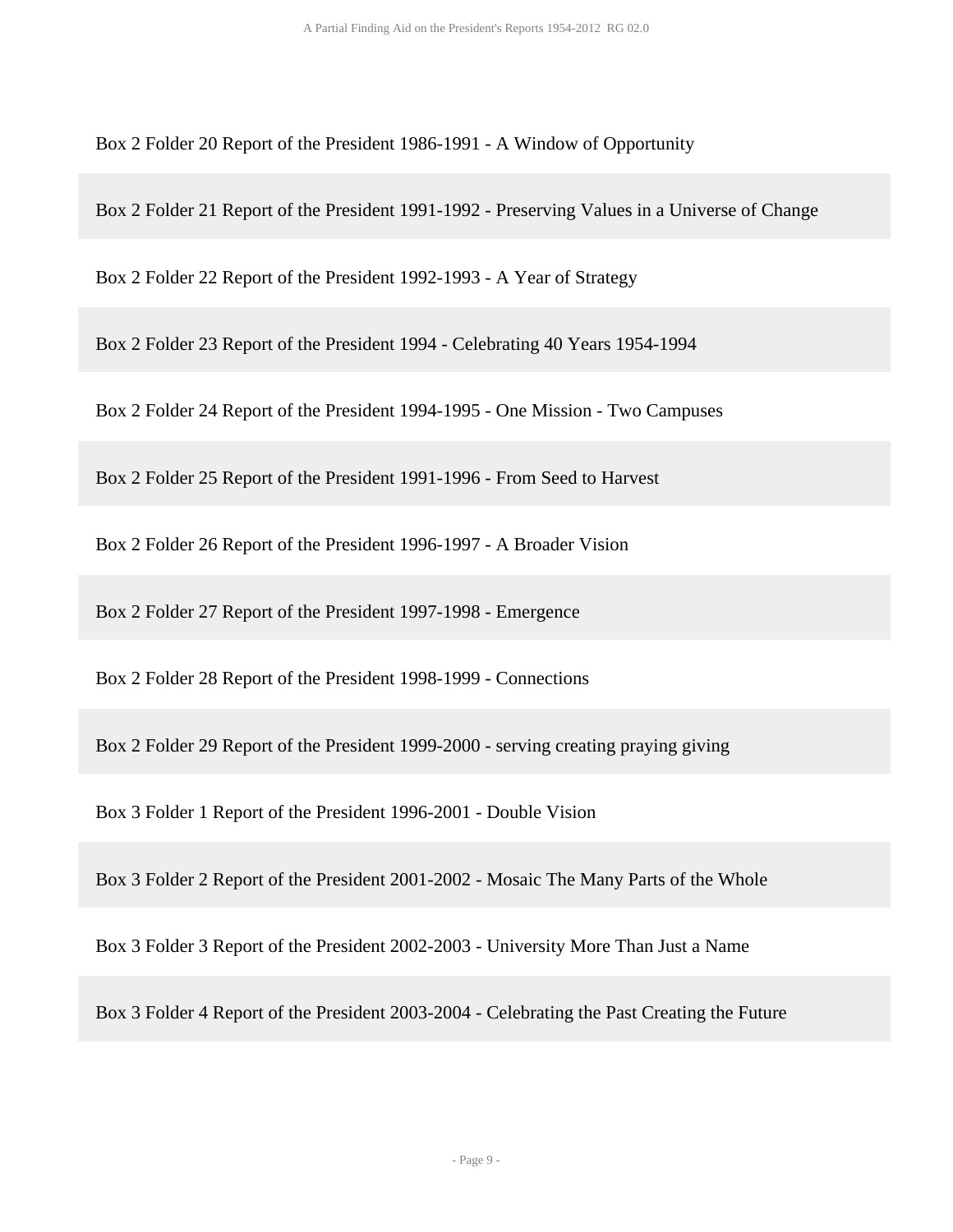Box 2 Folder 20 Report of the President 1986-1991 - A Window of Opportunity

Box 2 Folder 21 Report of the President 1991-1992 - Preserving Values in a Universe of Change

Box 2 Folder 22 Report of the President 1992-1993 - A Year of Strategy

Box 2 Folder 23 Report of the President 1994 - Celebrating 40 Years 1954-1994

Box 2 Folder 24 Report of the President 1994-1995 - One Mission - Two Campuses

Box 2 Folder 25 Report of the President 1991-1996 - From Seed to Harvest

Box 2 Folder 26 Report of the President 1996-1997 - A Broader Vision

Box 2 Folder 27 Report of the President 1997-1998 - Emergence

Box 2 Folder 28 Report of the President 1998-1999 - Connections

Box 2 Folder 29 Report of the President 1999-2000 - serving creating praying giving

Box 3 Folder 1 Report of the President 1996-2001 - Double Vision

Box 3 Folder 2 Report of the President 2001-2002 - Mosaic The Many Parts of the Whole

Box 3 Folder 3 Report of the President 2002-2003 - University More Than Just a Name

Box 3 Folder 4 Report of the President 2003-2004 - Celebrating the Past Creating the Future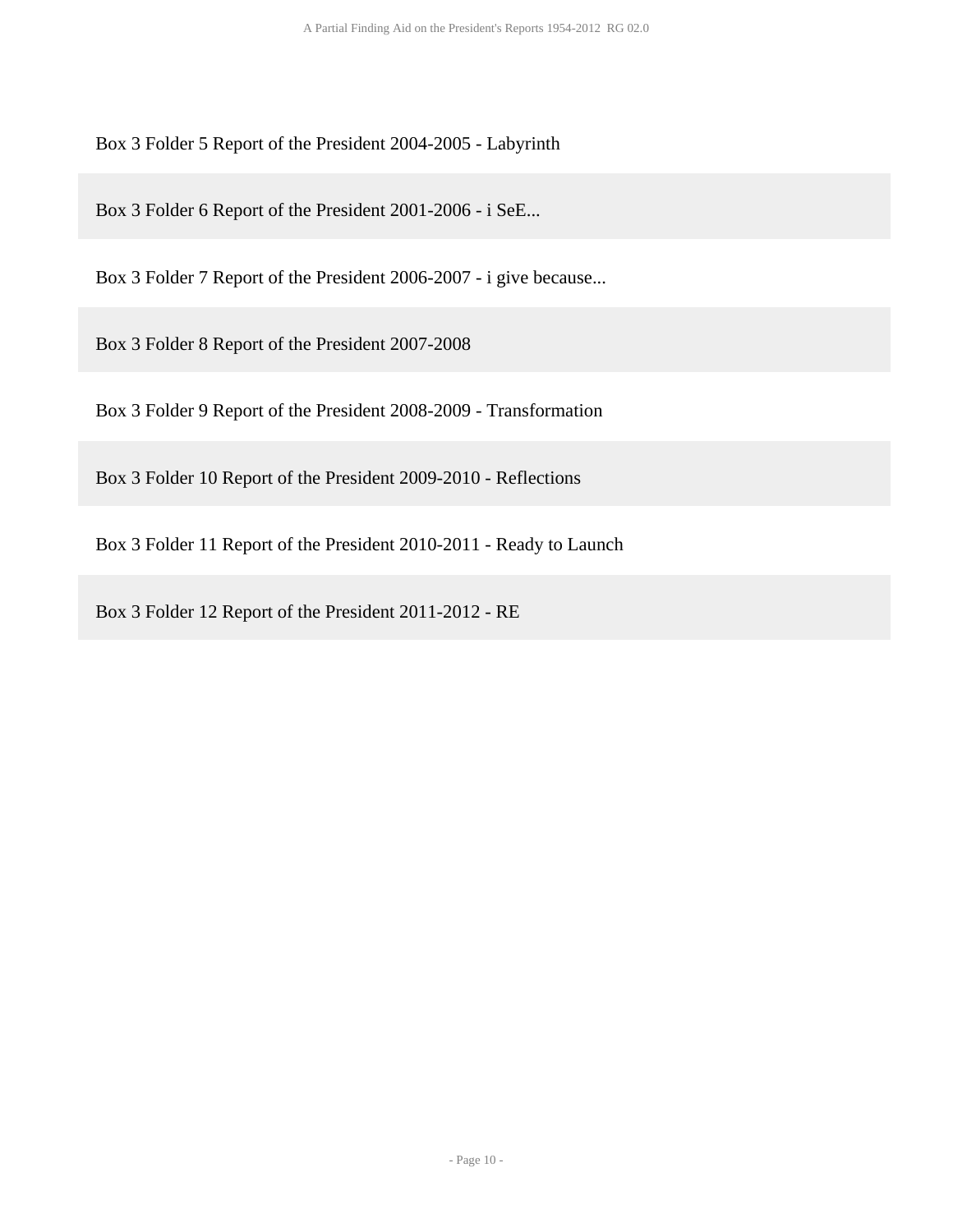Box 3 Folder 5 Report of the President 2004-2005 - Labyrinth

Box 3 Folder 6 Report of the President 2001-2006 - i SeE...

Box 3 Folder 7 Report of the President 2006-2007 - i give because...

Box 3 Folder 8 Report of the President 2007-2008

Box 3 Folder 9 Report of the President 2008-2009 - Transformation

Box 3 Folder 10 Report of the President 2009-2010 - Reflections

Box 3 Folder 11 Report of the President 2010-2011 - Ready to Launch

Box 3 Folder 12 Report of the President 2011-2012 - RE